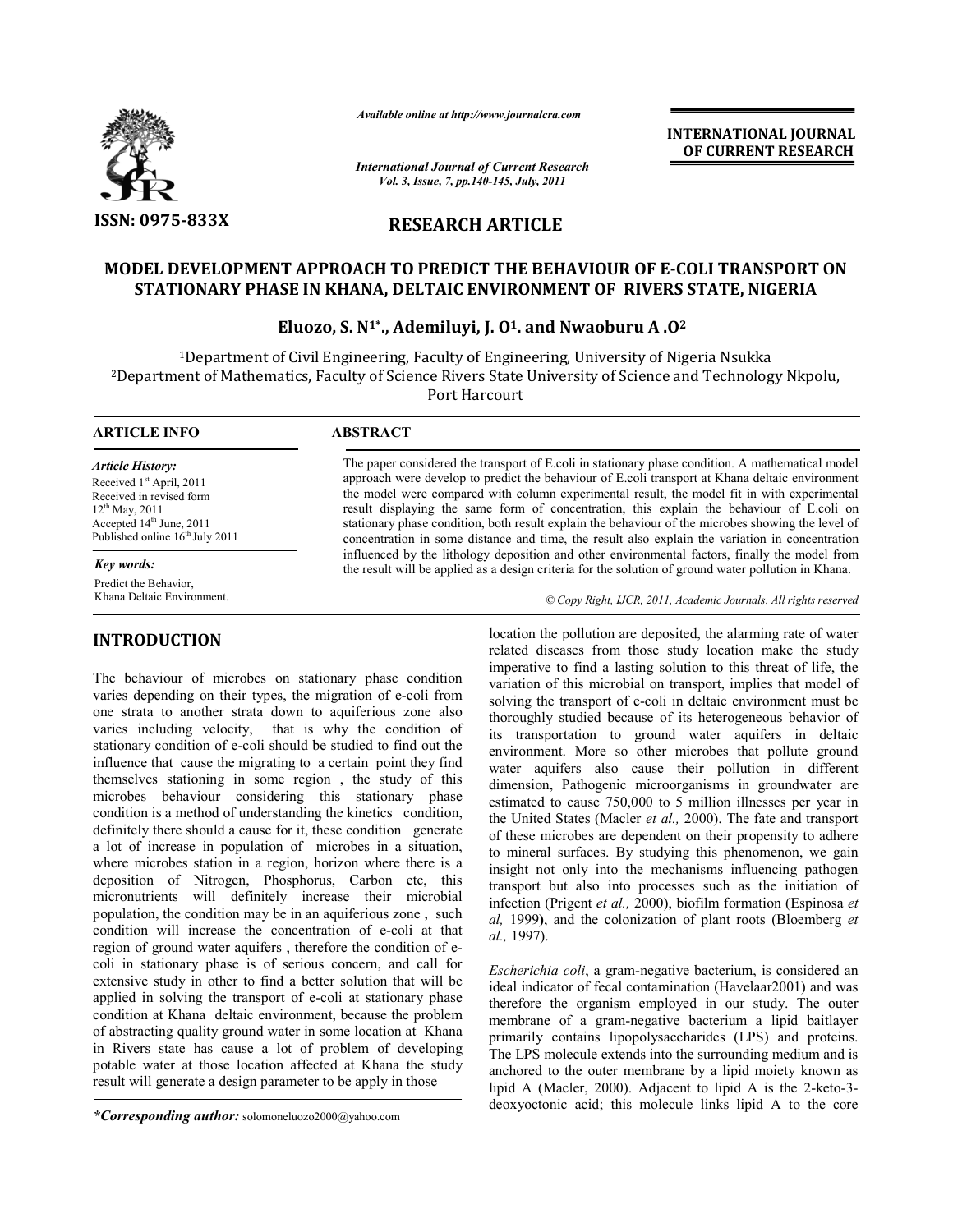Available online at http://www.journalcra.com

ISSN: 0975-833X

INTERNATIONAL JOURNAL OF CURRENT RESEARCH

RESEARCH ARTICLE

# MODEL DEVELOPMENT APPROACH TO PREDICT THE BEHAVIOUR OF E-COLI TRANSPORT ON STATIONARY PHASE IN KHANA, DELTAIC ENVIRONMENT OF RIVERS STATE, NIGERIA

**Eluozo, S. N[1*]., Ademiluyi, J. O[1]. and Nwaoburu A .O[2]**

[1]Department of Civil Engineering, Faculty of Engineering, University of Nigeria Nsukka

[2]Department of Mathematics, Faculty of Science Rivers State University of Science and Technology Nkpolu, Port Harcourt

## ARTICLE INFO

*Article History:*

Received 1[st] April, 2011
Received in revised form 12[th] May, 2011
Accepted 14[th] June, 2011
Published online 16[th] July 2011

*Key words:*

Predict the Behavior,
Khana Deltaic Environment.

## ABSTRACT

The paper considered the transport of E.coli in stationary phase condition. A mathematical model approach were develop to predict the behaviour of E.coli transport at Khana deltaic environment the model were compared with column experimental result, the model fit in with experimental result displaying the same form of concentration, this explain the behaviour of E.coli on stationary phase condition, both result explain the behaviour of the microbes showing the level of concentration in some distance and time, the result also explain the variation in concentration influenced by the lithology deposition and other environmental factors, finally the model from the result will be applied as a design criteria for the solution of ground water pollution in Khana.

*© Copy Right, IJCR, 2011, Academic Journals. All rights reserved*

## INTRODUCTION

The behaviour of microbes on stationary phase condition varies depending on their types, the migration of e-coli from one strata to another strata down to aquiferious zone also varies including velocity, that is why the condition of stationary condition of e-coli should be studied to find out the influence that cause the migrating to a certain point they find themselves stationing in some region , the study of this microbes behaviour considering this stationary phase condition is a method of understanding the kinetics condition, definitely there should a cause for it, these condition generate a lot of increase in population of microbes in a situation, where microbes station in a region, horizon where there is a deposition of Nitrogen, Phosphorus, Carbon etc, this micronutrients will definitely increase their microbial population, the condition may be in an aquiferious zone , such condition will increase the concentration of e-coli at that region of ground water aquifers , therefore the condition of e-coli in stationary phase is of serious concern, and call for extensive study in other to find a better solution that will be applied in solving the transport of e-coli at stationary phase condition at Khana deltaic environment, because the problem of abstracting quality ground water in some location at Khana in Rivers state has cause a lot of problem of developing potable water at those location affected at Khana the study result will generate a design parameter to be apply in those location the pollution are deposited, the alarming rate of water related diseases from those study location make the study imperative to find a lasting solution to this threat of life, the variation of this microbial on transport, implies that model of solving the transport of e-coli in deltaic environment must be thoroughly studied because of its heterogeneous behavior of its transportation to ground water aquifers in deltaic environment. More so other microbes that pollute ground water aquifers also cause their pollution in different dimension, Pathogenic microorganisms in groundwater are estimated to cause 750,000 to 5 million illnesses per year in the United States (Macler *et al.,* 2000). The fate and transport of these microbes are dependent on their propensity to adhere to mineral surfaces. By studying this phenomenon, we gain insight not only into the mechanisms influencing pathogen transport but also into processes such as the initiation of infection (Prigent *et al.,* 2000), biofilm formation (Espinosa *et al,* 1999**)**, and the colonization of plant roots (Bloemberg *et al.,* 1997).

*Escherichia coli*, a gram-negative bacterium, is considered an ideal indicator of fecal contamination (Havelaar2001) and was therefore the organism employed in our study. The outer membrane of a gram-negative bacterium a lipid baitlayer primarily contains lipopolysaccharides (LPS) and proteins. The LPS molecule extends into the surrounding medium and is anchored to the outer membrane by a lipid moiety known as lipid A (Macler, 2000). Adjacent to lipid A is the 2-keto-3-deoxyoctonic acid; this molecule links lipid A to the core

*\*Corresponding author:* solomoneluozo2000@yahoo.com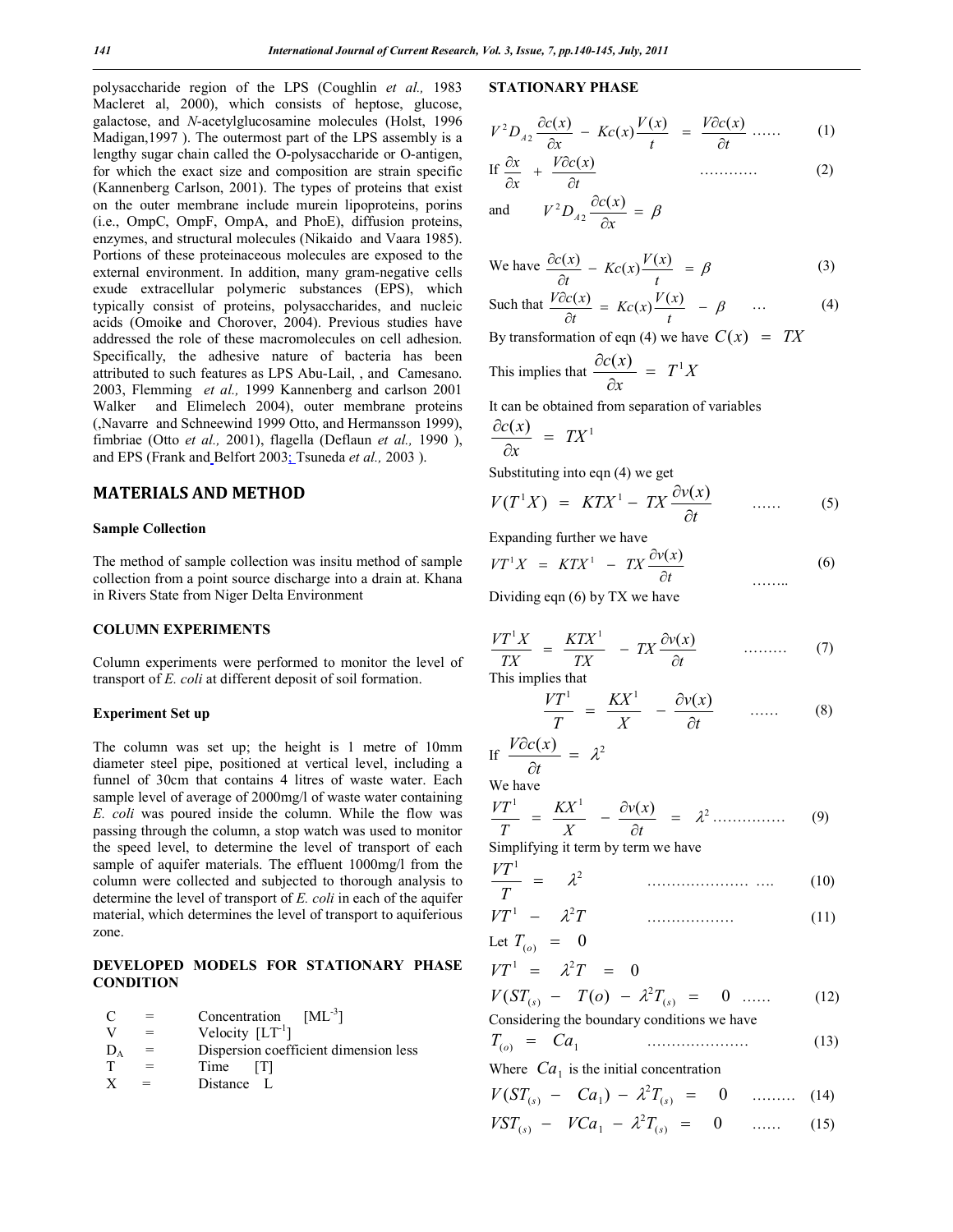polysaccharide region of the LPS (Coughlin *et al.,* 1983 Macleret al, 2000), which consists of heptose, glucose, galactose, and *N*-acetylglucosamine molecules (Holst, 1996 Madigan,1997 ). The outermost part of the LPS assembly is a lengthy sugar chain called the O-polysaccharide or O-antigen, for which the exact size and composition are strain specific (Kannenberg Carlson, 2001). The types of proteins that exist on the outer membrane include murein lipoproteins, porins (i.e., OmpC, OmpF, OmpA, and PhoE), diffusion proteins, enzymes, and structural molecules (Nikaido and Vaara 1985). Portions of these proteinaceous molecules are exposed to the external environment. In addition, many gram-negative cells exude extracellular polymeric substances (EPS), which typically consist of proteins, polysaccharides, and nucleic acids (Omoike and Chorover, 2004). Previous studies have addressed the role of these macromolecules on cell adhesion. Specifically, the adhesive nature of bacteria has been attributed to such features as LPS Abu-Lail, , and Camesano. 2003, Flemming *et al.,* 1999 Kannenberg and carlson 2001 Walker and Elimelech 2004), outer membrane proteins (,Navarre and Schneewind 1999 Otto, and Hermansson 1999), fimbriae (Otto *et al.,* 2001), flagella (Deflaun *et al.,* 1990 ), and EPS (Frank and Belfort 2003; Tsuneda *et al.,* 2003 ).

## MATERIALS AND METHOD

### Sample Collection

The method of sample collection was insitu method of sample collection from a point source discharge into a drain at. Khana in Rivers State from Niger Delta Environment

### COLUMN EXPERIMENTS

Column experiments were performed to monitor the level of transport of *E. coli* at different deposit of soil formation.

### Experiment Set up

The column was set up; the height is 1 metre of 10mm diameter steel pipe, positioned at vertical level, including a funnel of 30cm that contains 4 litres of waste water. Each sample level of average of 2000mg/l of waste water containing *E. coli* was poured inside the column. While the flow was passing through the column, a stop watch was used to monitor the speed level, to determine the level of transport of each sample of aquifer materials. The effluent 1000mg/l from the column were collected and subjected to thorough analysis to determine the level of transport of *E. coli* in each of the aquifer material, which determines the level of transport to aquiferious zone.

### DEVELOPED MODELS FOR STATIONARY PHASE CONDITION

| | | |
|---|---|---|
| C | = | Concentration $[ML^{-3}]$ |
| V | = | Velocity $[LT^{-1}]$ |
| $D_A$ | = | Dispersion coefficient dimension less |
| T | = | Time [T] |
| X | = | Distance L |

### STATIONARY PHASE

$$V^2 D_{A2} \frac{\partial c(x)}{\partial x} - Kc(x)\frac{V(x)}{t} = \frac{V\partial c(x)}{\partial t} \quad \ldots\ldots \quad (1)$$

$$\text{If } \frac{\partial x}{\partial x} + \frac{V\partial c(x)}{\partial t} \quad \ldots\ldots\ldots\ldots \quad (2)$$

$$\text{and} \quad V^2 D_{A2} \frac{\partial c(x)}{\partial x} = \beta$$

$$\text{We have } \frac{\partial c(x)}{\partial t} - Kc(x)\frac{V(x)}{t} = \beta \quad (3)$$

$$\text{Such that } \frac{V\partial c(x)}{\partial t} = Kc(x)\frac{V(x)}{t} - \beta \quad \ldots \quad (4)$$

By transformation of eqn (4) we have $C(x) = TX$

This implies that $\dfrac{\partial c(x)}{\partial x} = T^1 X$

It can be obtained from separation of variables

$$\frac{\partial c(x)}{\partial x} = TX^1$$

Substituting into eqn (4) we get

$$V(T^1 X) = KTX^1 - TX\frac{\partial v(x)}{\partial t} \quad \ldots\ldots \quad (5)$$

Expanding further we have

$$VT^1 X = KTX^1 - TX\frac{\partial v(x)}{\partial t} \quad \ldots\ldots.. \quad (6)$$

Dividing eqn (6) by TX we have

$$\frac{VT^1 X}{TX} = \frac{KTX^1}{TX} - TX\frac{\partial v(x)}{\partial t} \quad \ldots\ldots\ldots \quad (7)$$

This implies that

$$\frac{VT^1}{T} = \frac{KX^1}{X} - \frac{\partial v(x)}{\partial t} \quad \ldots\ldots \quad (8)$$

$$\text{If } \frac{V\partial c(x)}{\partial t} = \lambda^2$$

We have

$$\frac{VT^1}{T} = \frac{KX^1}{X} - \frac{\partial v(x)}{\partial t} = \lambda^2 \ldots\ldots\ldots\ldots\ldots \quad (9)$$

Simplifying it term by term we have

$$\frac{VT^1}{T} = \lambda^2 \quad \ldots\ldots\ldots\ldots\ldots\ldots\ldots \ldots. \quad (10)$$

$$VT^1 - \lambda^2 T \quad \ldots\ldots\ldots\ldots\ldots\ldots \quad (11)$$

Let $T_{(o)} = 0$

$$VT^1 = \lambda^2 T = 0$$

$$V(ST_{(s)} - T(o) - \lambda^2 T_{(s)} = 0 \quad \ldots\ldots \quad (12)$$

Considering the boundary conditions we have

$$T_{(o)} = Ca_1 \quad \ldots\ldots\ldots\ldots\ldots\ldots\ldots \quad (13)$$

Where $Ca_1$ is the initial concentration

$$V(ST_{(s)} - Ca_1) - \lambda^2 T_{(s)} = 0 \quad \ldots\ldots\ldots \quad (14)$$

$$VST_{(s)} - VCa_1 - \lambda^2 T_{(s)} = 0 \quad \ldots\ldots \quad (15)$$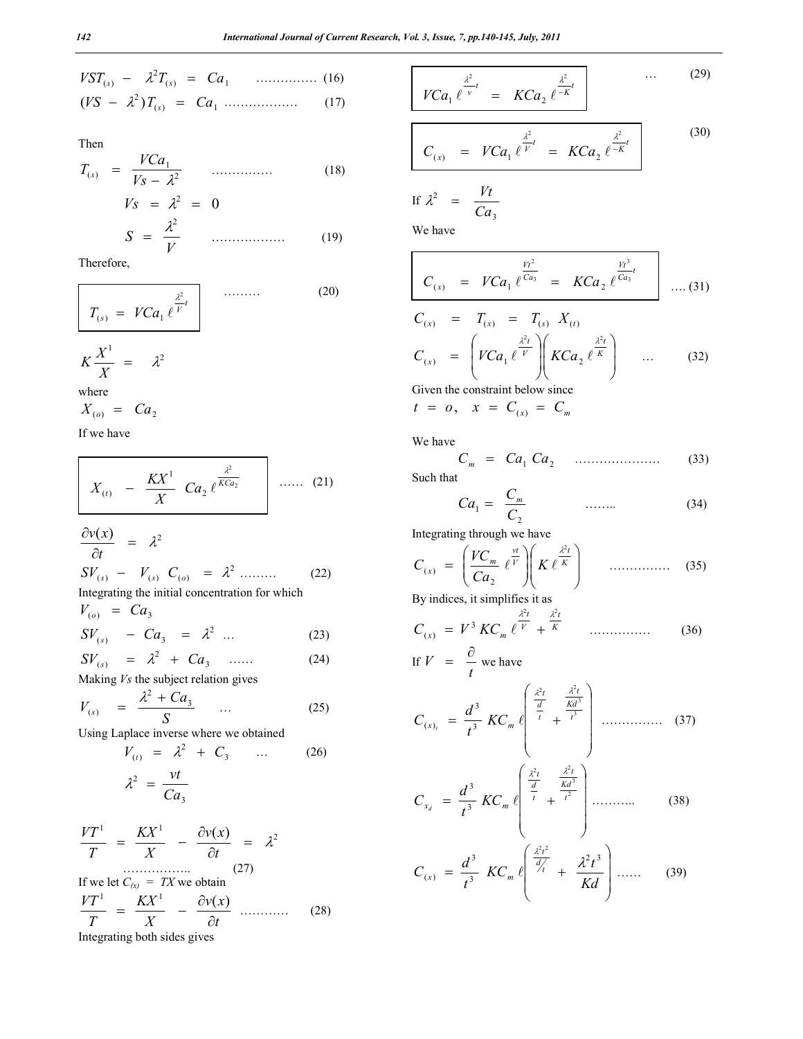$$VST_{(s)} - \lambda^2 T_{(s)} = Ca_1 \quad \ldots\ldots\ldots\ldots\ldots (16)$$

$$(VS - \lambda^2) T_{(s)} = Ca_1 \quad \ldots\ldots\ldots\ldots\ldots\ldots (17)$$

Then

$$T_{(s)} = \frac{VCa_1}{Vs - \lambda^2} \quad \ldots\ldots\ldots\ldots\ldots (18)$$

$$Vs = \lambda^2 = 0$$

$$S = \frac{\lambda^2}{V} \quad \ldots\ldots\ldots\ldots\ldots\ldots (19)$$

Therefore,

$$\boxed{T_{(s)} = VCa_1 \ell^{\frac{\lambda^2}{V}t}} \quad \ldots\ldots\ldots (20)$$

$$K\frac{X^1}{X} = \lambda^2$$

where

$$X_{(o)} = Ca_2$$

If we have

$$\boxed{X_{(t)} - \frac{KX^1}{X} Ca_2 \ell^{\frac{\lambda^2}{KCa_2}}} \quad \ldots\ldots (21)$$

$$\frac{\partial v(x)}{\partial t} = \lambda^2$$

$$SV_{(s)} - V_{(s)} C_{(o)} = \lambda^2 \ldots\ldots\ldots (22)$$

Integrating the initial concentration for which

$$V_{(o)} = Ca_3$$

$$SV_{(s)} - Ca_3 = \lambda^2 \ldots \quad (23)$$

$$SV_{(s)} = \lambda^2 + Ca_3 \quad \ldots\ldots (24)$$

Making *Vs* the subject relation gives

$$V_{(s)} = \frac{\lambda^2 + Ca_3}{S} \quad \ldots (25)$$

Using Laplace inverse where we obtained

$$V_{(t)} = \lambda^2 + C_3 \quad \ldots (26)$$

$$\lambda^2 = \frac{vt}{Ca_3}$$

$$\frac{VT^1}{T} = \frac{KX^1}{X} - \frac{\partial v(x)}{\partial t} = \lambda^2 \quad \ldots\ldots\ldots\ldots\ldots\ldots (27)$$

If we let $C_{(x)} = TX$ we obtain

$$\frac{VT^1}{T} = \frac{KX^1}{X} - \frac{\partial v(x)}{\partial t} \quad \ldots\ldots\ldots\ldots (28)$$

Integrating both sides gives

$$\boxed{VCa_1 \ell^{\frac{\lambda^2}{v}t} = KCa_2 \ell^{\frac{\lambda^2}{-K}t}} \quad \ldots \quad (29)$$

$$\boxed{C_{(x)} = VCa_1 \ell^{\frac{\lambda^2}{V}t} = KCa_2 \ell^{\frac{\lambda^2}{-K}t}} \quad (30)$$

If $\lambda^2 = \dfrac{Vt}{Ca_3}$

We have

$$\boxed{C_{(x)} = VCa_1 \ell^{\frac{Vt^2}{Ca_3}} = KCa_2 \ell^{\frac{Vt^3}{Ca_3}t}} \quad \ldots (31)$$

$$C_{(x)} = T_{(x)} = T_{(s)} X_{(t)}$$

$$C_{(x)} = \left(VCa_1 \ell^{\frac{\lambda^2 t}{V}}\right)\left(KCa_2 \ell^{\frac{\lambda^2 t}{K}}\right) \quad \ldots \quad (32)$$

Given the constraint below since

$$t = o, \quad x = C_{(x)} = C_m$$

We have

$$C_m = Ca_1 Ca_2 \quad \ldots\ldots\ldots\ldots\ldots\ldots\ldots (33)$$

Such that

$$Ca_1 = \frac{C_m}{C_2} \quad \ldots\ldots (34)$$

Integrating through we have

$$C_{(x)} = \left(\frac{VC_m}{Ca_2} \ell^{\frac{vt}{V}}\right)\left(K \ell^{\frac{\lambda^2 t}{K}}\right) \quad \ldots\ldots\ldots\ldots\ldots (35)$$

By indices, it simplifies it as

$$C_{(x)} = V^3 KC_m \ell^{\frac{\lambda^2 t}{V} + \frac{\lambda^2 t}{K}} \quad \ldots\ldots\ldots\ldots\ldots (36)$$

If $V = \dfrac{\partial}{t}$ we have

$$C_{(x)_t} = \frac{d^3}{t^3} KC_m \ell^{\left(\frac{\lambda^2 t}{\frac{d}{t}} + \frac{\frac{\lambda^2 t}{Kd^3}}{t^3}\right)} \quad \ldots\ldots\ldots\ldots\ldots (37)$$

$$C_{x_d} = \frac{d^3}{t^3} KC_m \ell^{\left(\frac{\lambda^2 t}{\frac{d}{t}} + \frac{\frac{\lambda^2 t}{Kd^3}}{t^2}\right)} \quad \ldots\ldots\ldots (38)$$

$$C_{(x)} = \frac{d^3}{t^3} KC_m \ell^{\left(\frac{\lambda^2 t^2}{d/t} + \frac{\lambda^2 t^3}{Kd}\right)} \quad \ldots\ldots (39)$$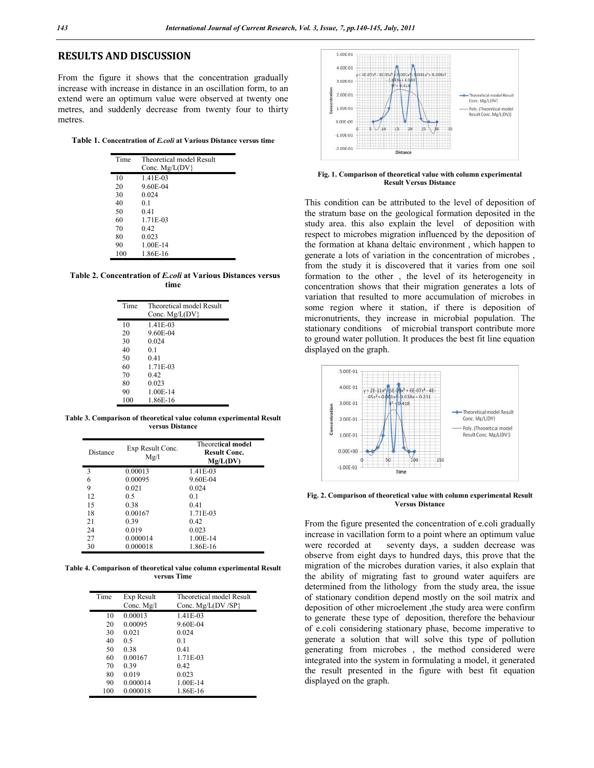## RESULTS AND DISCUSSION

From the figure it shows that the concentration gradually increase with increase in distance in an oscillation form, to an extend were an optimum value were observed at twenty one metres, and suddenly decrease from twenty four to thirty metres.

**Table 1. Concentration of *E.coli* at Various Distance versus time**

| Time | Theoretical model Result Conc. Mg/L(DV} |
|---|---|
| 10 | 1.41E-03 |
| 20 | 9.60E-04 |
| 30 | 0.024 |
| 40 | 0.1 |
| 50 | 0.41 |
| 60 | 1.71E-03 |
| 70 | 0.42 |
| 80 | 0.023 |
| 90 | 1.00E-14 |
| 100 | 1.86E-16 |

**Table 2. Concentration of *E.coli* at Various Distances versus time**

| Time | Theoretical model Result Conc. Mg/L(DV} |
|---|---|
| 10 | 1.41E-03 |
| 20 | 9.60E-04 |
| 30 | 0.024 |
| 40 | 0.1 |
| 50 | 0.41 |
| 60 | 1.71E-03 |
| 70 | 0.42 |
| 80 | 0.023 |
| 90 | 1.00E-14 |
| 100 | 1.86E-16 |

**Table 3. Comparison of theoretical value column experimental Result versus Distance**

| Distance | Exp Result Conc. Mg/l | Theoretical model Result Conc. Mg/L(DV) |
|---|---|---|
| 3 | 0.00013 | 1.41E-03 |
| 6 | 0.00095 | 9.60E-04 |
| 9 | 0.021 | 0.024 |
| 12 | 0.5 | 0.1 |
| 15 | 0.38 | 0.41 |
| 18 | 0.00167 | 1.71E-03 |
| 21 | 0.39 | 0.42 |
| 24 | 0.019 | 0.023 |
| 27 | 0.000014 | 1.00E-14 |
| 30 | 0.000018 | 1.86E-16 |

**Table 4. Comparison of theoretical value column experimental Result versus Time**

| Time | Exp Result Conc. Mg/l | Theoretical model Result Conc. Mg/L(DV /SP} |
|---|---|---|
| 10 | 0.00013 | 1.41E-03 |
| 20 | 0.00095 | 9.60E-04 |
| 30 | 0.021 | 0.024 |
| 40 | 0.5 | 0.1 |
| 50 | 0.38 | 0.41 |
| 60 | 0.00167 | 1.71E-03 |
| 70 | 0.39 | 0.42 |
| 80 | 0.019 | 0.023 |
| 90 | 0.000014 | 1.00E-14 |
| 100 | 0.000018 | 1.86E-16 |

**Fig. 1. Comparison of theoretical value with column experimental Result Versus Distance**

This condition can be attributed to the level of deposition of the stratum base on the geological formation deposited in the study area. this also explain the level of deposition with respect to microbes migration influenced by the deposition of the formation at khana deltaic environment , which happen to generate a lots of variation in the concentration of microbes , from the study it is discovered that it varies from one soil formation to the other , the level of its heterogeneity in concentration shows that their migration generates a lots of variation that resulted to more accumulation of microbes in some region where it station, if there is deposition of micronutrients, they increase in microbial population. The stationary conditions of microbial transport contribute more to ground water pollution. It produces the best fit line equation displayed on the graph.

**Fig. 2. Comparison of theoretical value with column experimental Result Versus Distance**

From the figure presented the concentration of e.coli gradually increase in vacillation form to a point where an optimum value were recorded at seventy days, a sudden decrease was observe from eight days to hundred days, this prove that the migration of the microbes duration varies, it also explain that the ability of migrating fast to ground water aquifers are determined from the lithology from the study area, the issue of stationary condition depend mostly on the soil matrix and deposition of other microelement ,the study area were confirm to generate these type of deposition, therefore the behaviour of e.coli considering stationary phase, become imperative to generate a solution that will solve this type of pollution generating from microbes , the method considered were integrated into the system in formulating a model, it generated the result presented in the figure with best fit equation displayed on the graph.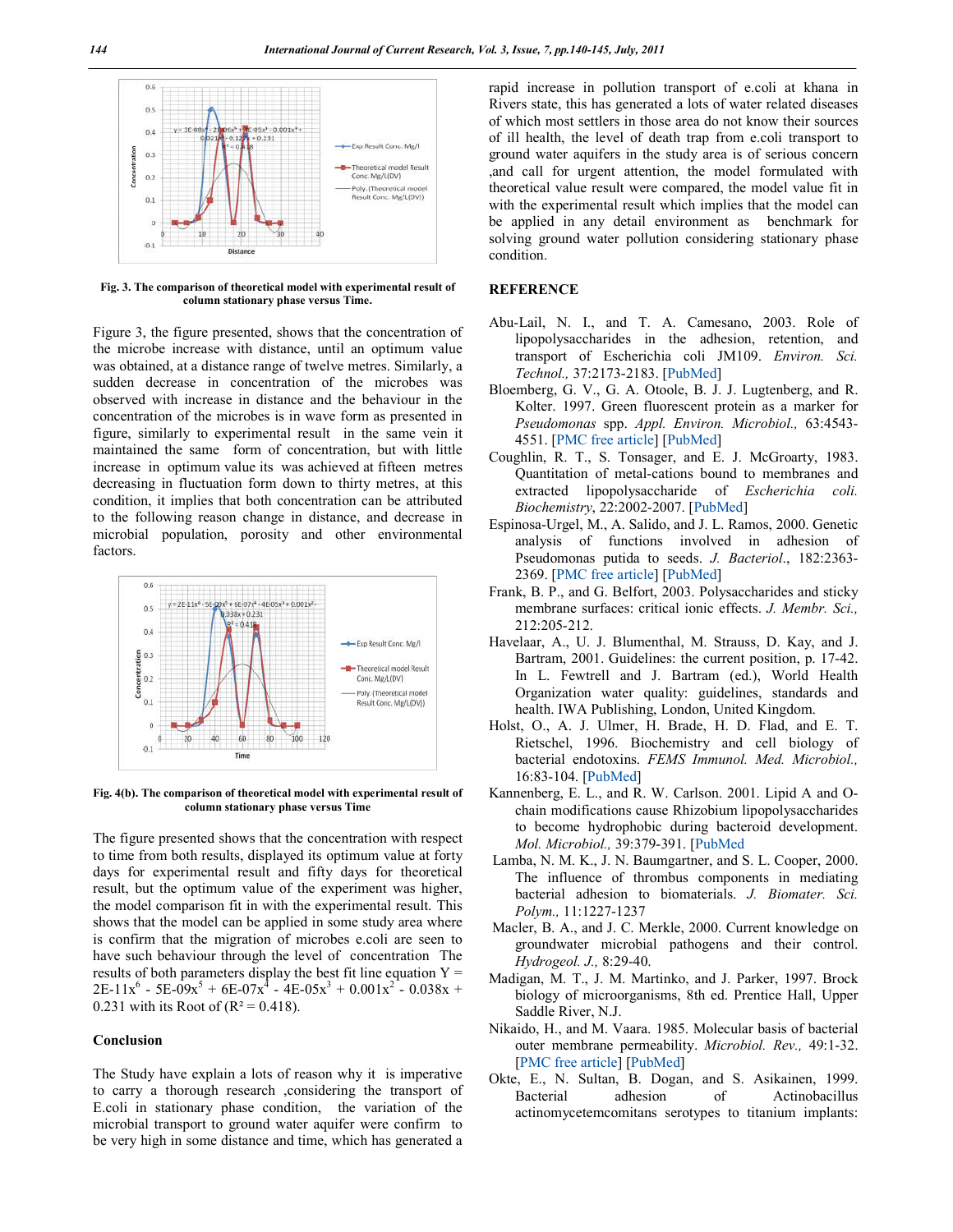Fig. 3. The comparison of theoretical model with experimental result of column stationary phase versus Time.

Figure 3, the figure presented, shows that the concentration of the microbe increase with distance, until an optimum value was obtained, at a distance range of twelve metres. Similarly, a sudden decrease in concentration of the microbes was observed with increase in distance and the behaviour in the concentration of the microbes is in wave form as presented in figure, similarly to experimental result in the same vein it maintained the same form of concentration, but with little increase in optimum value its was achieved at fifteen metres decreasing in fluctuation form down to thirty metres, at this condition, it implies that both concentration can be attributed to the following reason change in distance, and decrease in microbial population, porosity and other environmental factors.

Fig. 4(b). The comparison of theoretical model with experimental result of column stationary phase versus Time

The figure presented shows that the concentration with respect to time from both results, displayed its optimum value at forty days for experimental result and fifty days for theoretical result, but the optimum value of the experiment was higher, the model comparison fit in with the experimental result. This shows that the model can be applied in some study area where is confirm that the migration of microbes e.coli are seen to have such behaviour through the level of concentration The results of both parameters display the best fit line equation $Y = 2E\text{-}11x^6 - 5E\text{-}09x^5 + 6E\text{-}07x^4 - 4E\text{-}05x^3 + 0.001x^2 - 0.038x + 0.231$ with its Root of ($R^2 = 0.418$).

## Conclusion

The Study have explain a lots of reason why it is imperative to carry a thorough research ,considering the transport of E.coli in stationary phase condition, the variation of the microbial transport to ground water aquifer were confirm to be very high in some distance and time, which has generated a rapid increase in pollution transport of e.coli at khana in Rivers state, this has generated a lots of water related diseases of which most settlers in those area do not know their sources of ill health, the level of death trap from e.coli transport to ground water aquifers in the study area is of serious concern ,and call for urgent attention, the model formulated with theoretical value result were compared, the model value fit in with the experimental result which implies that the model can be applied in any detail environment as benchmark for solving ground water pollution considering stationary phase condition.

## REFERENCE

Abu-Lail, N. I., and T. A. Camesano, 2003. Role of lipopolysaccharides in the adhesion, retention, and transport of Escherichia coli JM109. *Environ. Sci. Technol.,* 37:2173-2183. [PubMed]

Bloemberg, G. V., G. A. Otoole, B. J. J. Lugtenberg, and R. Kolter. 1997. Green fluorescent protein as a marker for *Pseudomonas* spp. *Appl. Environ. Microbiol.,* 63:4543-4551. [PMC free article] [PubMed]

Coughlin, R. T., S. Tonsager, and E. J. McGroarty, 1983. Quantitation of metal-cations bound to membranes and extracted lipopolysaccharide of *Escherichia coli. Biochemistry*, 22:2002-2007. [PubMed]

Espinosa-Urgel, M., A. Salido, and J. L. Ramos, 2000. Genetic analysis of functions involved in adhesion of Pseudomonas putida to seeds. *J. Bacteriol*., 182:2363-2369. [PMC free article] [PubMed]

Frank, B. P., and G. Belfort, 2003. Polysaccharides and sticky membrane surfaces: critical ionic effects. *J. Membr. Sci.,* 212:205-212.

Havelaar, A., U. J. Blumenthal, M. Strauss, D. Kay, and J. Bartram, 2001. Guidelines: the current position, p. 17-42. In L. Fewtrell and J. Bartram (ed.), World Health Organization water quality: guidelines, standards and health. IWA Publishing, London, United Kingdom.

Holst, O., A. J. Ulmer, H. Brade, H. D. Flad, and E. T. Rietschel, 1996. Biochemistry and cell biology of bacterial endotoxins. *FEMS Immunol. Med. Microbiol.,* 16:83-104. [PubMed]

Kannenberg, E. L., and R. W. Carlson. 2001. Lipid A and O-chain modifications cause Rhizobium lipopolysaccharides to become hydrophobic during bacteroid development. *Mol. Microbiol.,* 39:379-391. [PubMed

Lamba, N. M. K., J. N. Baumgartner, and S. L. Cooper, 2000. The influence of thrombus components in mediating bacterial adhesion to biomaterials. *J. Biomater. Sci. Polym.,* 11:1227-1237

Macler, B. A., and J. C. Merkle, 2000. Current knowledge on groundwater microbial pathogens and their control. *Hydrogeol. J.,* 8:29-40.

Madigan, M. T., J. M. Martinko, and J. Parker, 1997. Brock biology of microorganisms, 8th ed. Prentice Hall, Upper Saddle River, N.J.

Nikaido, H., and M. Vaara. 1985. Molecular basis of bacterial outer membrane permeability. *Microbiol. Rev.,* 49:1-32. [PMC free article] [PubMed]

Okte, E., N. Sultan, B. Dogan, and S. Asikainen, 1999. Bacterial adhesion of Actinobacillus actinomycetemcomitans serotypes to titanium implants: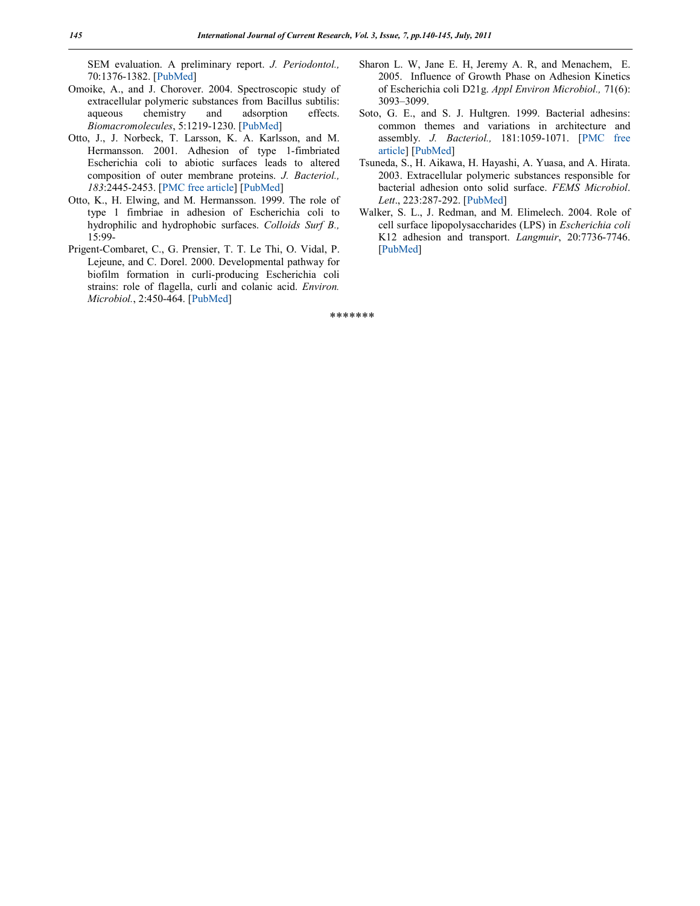SEM evaluation. A preliminary report. *J. Periodontol.,* 70:1376-1382. [PubMed]

Omoike, A., and J. Chorover. 2004. Spectroscopic study of extracellular polymeric substances from Bacillus subtilis: aqueous chemistry and adsorption effects. *Biomacromolecules*, 5:1219-1230. [PubMed]

Otto, J., J. Norbeck, T. Larsson, K. A. Karlsson, and M. Hermansson. 2001. Adhesion of type 1-fimbriated Escherichia coli to abiotic surfaces leads to altered composition of outer membrane proteins. *J. Bacteriol., 183*:2445-2453. [PMC free article] [PubMed]

Otto, K., H. Elwing, and M. Hermansson. 1999. The role of type 1 fimbriae in adhesion of Escherichia coli to hydrophilic and hydrophobic surfaces. *Colloids Surf B.,* 15:99-

Prigent-Combaret, C., G. Prensier, T. T. Le Thi, O. Vidal, P. Lejeune, and C. Dorel. 2000. Developmental pathway for biofilm formation in curli-producing Escherichia coli strains: role of flagella, curli and colanic acid. *Environ. Microbiol.*, 2:450-464. [PubMed]

Sharon L. W, Jane E. H, Jeremy A. R, and Menachem, E. 2005. Influence of Growth Phase on Adhesion Kinetics of Escherichia coli D21g. *Appl Environ Microbiol.,* 71(6): 3093–3099.

Soto, G. E., and S. J. Hultgren. 1999. Bacterial adhesins: common themes and variations in architecture and assembly. *J. Bacteriol.,* 181:1059-1071. [PMC free article] [PubMed]

Tsuneda, S., H. Aikawa, H. Hayashi, A. Yuasa, and A. Hirata. 2003. Extracellular polymeric substances responsible for bacterial adhesion onto solid surface. *FEMS Microbiol. Lett*., 223:287-292. [PubMed]

Walker, S. L., J. Redman, and M. Elimelech. 2004. Role of cell surface lipopolysaccharides (LPS) in *Escherichia coli* K12 adhesion and transport. *Langmuir*, 20:7736-7746. [PubMed]

*******